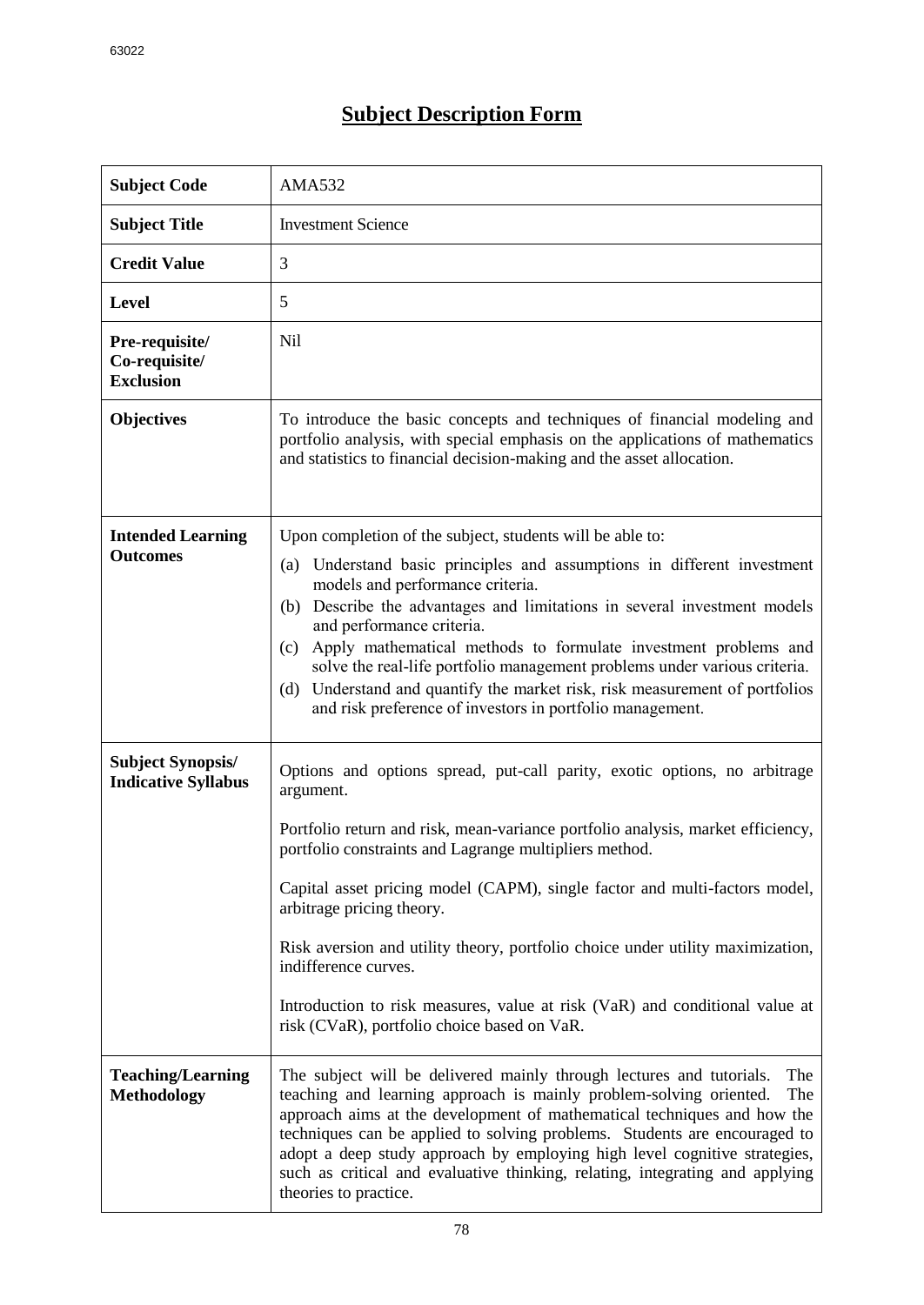# Subject Description Form

| Subject Code | AMA532 |
|---|---|
| Subject Title | Investment Science |
| Credit Value | 3 |
| Level | 5 |
| Pre-requisite/ Co-requisite/ Exclusion | Nil |
| Objectives | To introduce the basic concepts and techniques of financial modeling and portfolio analysis, with special emphasis on the applications of mathematics and statistics to financial decision-making and the asset allocation. |
| Intended Learning Outcomes | Upon completion of the subject, students will be able to:<br>(a) Understand basic principles and assumptions in different investment models and performance criteria.<br>(b) Describe the advantages and limitations in several investment models and performance criteria.<br>(c) Apply mathematical methods to formulate investment problems and solve the real-life portfolio management problems under various criteria.<br>(d) Understand and quantify the market risk, risk measurement of portfolios and risk preference of investors in portfolio management. |
| Subject Synopsis/ Indicative Syllabus | Options and options spread, put-call parity, exotic options, no arbitrage argument.<br><br>Portfolio return and risk, mean-variance portfolio analysis, market efficiency, portfolio constraints and Lagrange multipliers method.<br><br>Capital asset pricing model (CAPM), single factor and multi-factors model, arbitrage pricing theory.<br><br>Risk aversion and utility theory, portfolio choice under utility maximization, indifference curves.<br><br>Introduction to risk measures, value at risk (VaR) and conditional value at risk (CVaR), portfolio choice based on VaR. |
| Teaching/Learning Methodology | The subject will be delivered mainly through lectures and tutorials. The teaching and learning approach is mainly problem-solving oriented. The approach aims at the development of mathematical techniques and how the techniques can be applied to solving problems. Students are encouraged to adopt a deep study approach by employing high level cognitive strategies, such as critical and evaluative thinking, relating, integrating and applying theories to practice. |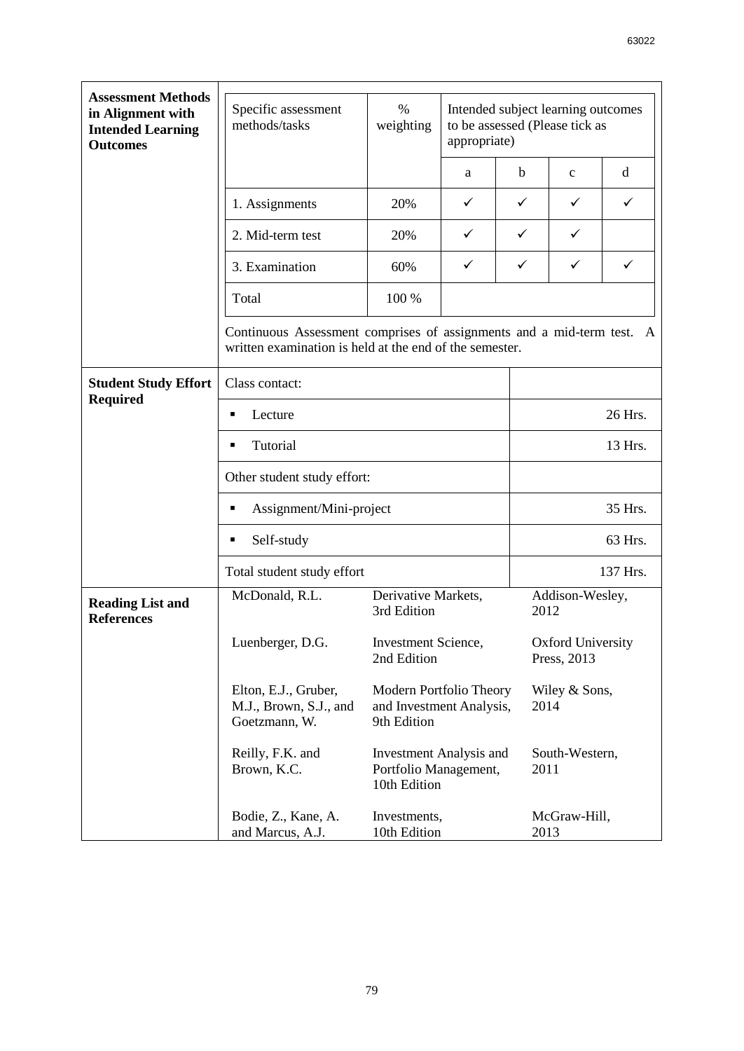| | |
|---|---|
| **Assessment Methods in Alignment with Intended Learning Outcomes** | |

| Specific assessment methods/tasks | % weighting | Intended subject learning outcomes to be assessed (Please tick as appropriate) | | | |
|---|---|---|---|---|---|
| | | a | b | c | d |
| 1. Assignments | 20% | ✓ | ✓ | ✓ | ✓ |
| 2. Mid-term test | 20% | ✓ | ✓ | ✓ | |
| 3. Examination | 60% | ✓ | ✓ | ✓ | ✓ |
| Total | 100 % | | | | |

Continuous Assessment comprises of assignments and a mid-term test. A written examination is held at the end of the semester.

**Student Study Effort Required**

| | |
|---|---|
| Class contact: | |
| ▪ Lecture | 26 Hrs. |
| ▪ Tutorial | 13 Hrs. |
| Other student study effort: | |
| ▪ Assignment/Mini-project | 35 Hrs. |
| ▪ Self-study | 63 Hrs. |
| Total student study effort | 137 Hrs. |

**Reading List and References**

| | | |
|---|---|---|
| McDonald, R.L. | Derivative Markets, 3rd Edition | Addison-Wesley, 2012 |
| Luenberger, D.G. | Investment Science, 2nd Edition | Oxford University Press, 2013 |
| Elton, E.J., Gruber, M.J., Brown, S.J., and Goetzmann, W. | Modern Portfolio Theory and Investment Analysis, 9th Edition | Wiley & Sons, 2014 |
| Reilly, F.K. and Brown, K.C. | Investment Analysis and Portfolio Management, 10th Edition | South-Western, 2011 |
| Bodie, Z., Kane, A. and Marcus, A.J. | Investments, 10th Edition | McGraw-Hill, 2013 |